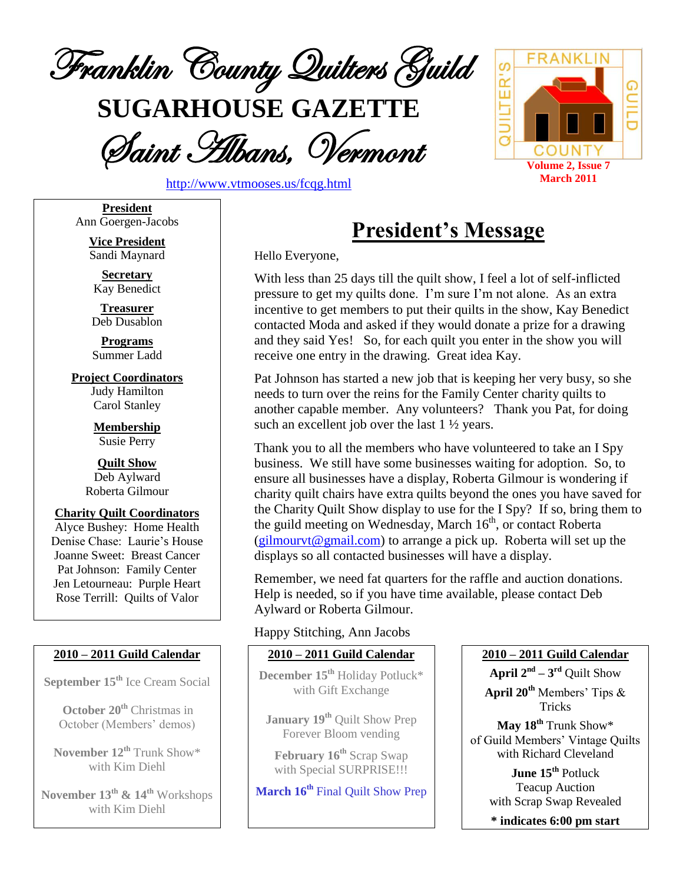# Franklin County Quilters Guild

# SUGARHOUSE GAZETTE

## Saint Albans, Vermont

http://www.vtmooses.us/fcqg.html

FRANKLIN COUNTY QUILTER'S GUILD

**Volume 2, Issue 7**
**March 2011**

**President**
Ann Goergen-Jacobs

**Vice President**
Sandi Maynard

**Secretary**
Kay Benedict

**Treasurer**
Deb Dusablon

**Programs**
Summer Ladd

**Project Coordinators**
Judy Hamilton
Carol Stanley

**Membership**
Susie Perry

**Quilt Show**
Deb Aylward
Roberta Gilmour

**Charity Quilt Coordinators**
Alyce Bushey: Home Health
Denise Chase: Laurie's House
Joanne Sweet: Breast Cancer
Pat Johnson: Family Center
Jen Letourneau: Purple Heart
Rose Terrill: Quilts of Valor

## President's Message

Hello Everyone,

With less than 25 days till the quilt show, I feel a lot of self-inflicted pressure to get my quilts done. I'm sure I'm not alone. As an extra incentive to get members to put their quilts in the show, Kay Benedict contacted Moda and asked if they would donate a prize for a drawing and they said Yes! So, for each quilt you enter in the show you will receive one entry in the drawing. Great idea Kay.

Pat Johnson has started a new job that is keeping her very busy, so she needs to turn over the reins for the Family Center charity quilts to another capable member. Any volunteers? Thank you Pat, for doing such an excellent job over the last 1 ½ years.

Thank you to all the members who have volunteered to take an I Spy business. We still have some businesses waiting for adoption. So, to ensure all businesses have a display, Roberta Gilmour is wondering if charity quilt chairs have extra quilts beyond the ones you have saved for the Charity Quilt Show display to use for the I Spy? If so, bring them to the guild meeting on Wednesday, March 16th, or contact Roberta (gilmourvt@gmail.com) to arrange a pick up. Roberta will set up the displays so all contacted businesses will have a display.

Remember, we need fat quarters for the raffle and auction donations. Help is needed, so if you have time available, please contact Deb Aylward or Roberta Gilmour.

Happy Stitching, Ann Jacobs

**2010 – 2011 Guild Calendar**

**September 15th** Ice Cream Social

**October 20th** Christmas in October (Members' demos)

**November 12th** Trunk Show* with Kim Diehl

**November 13th & 14th** Workshops with Kim Diehl

**December 15th** Holiday Potluck* with Gift Exchange

**January 19th** Quilt Show Prep Forever Bloom vending

**February 16th** Scrap Swap with Special SURPRISE!!!

**March 16th** Final Quilt Show Prep

**April 2nd – 3rd** Quilt Show

**April 20th** Members' Tips & Tricks

**May 18th** Trunk Show* of Guild Members' Vintage Quilts with Richard Cleveland

**June 15th** Potluck Teacup Auction with Scrap Swap Revealed

**\* indicates 6:00 pm start**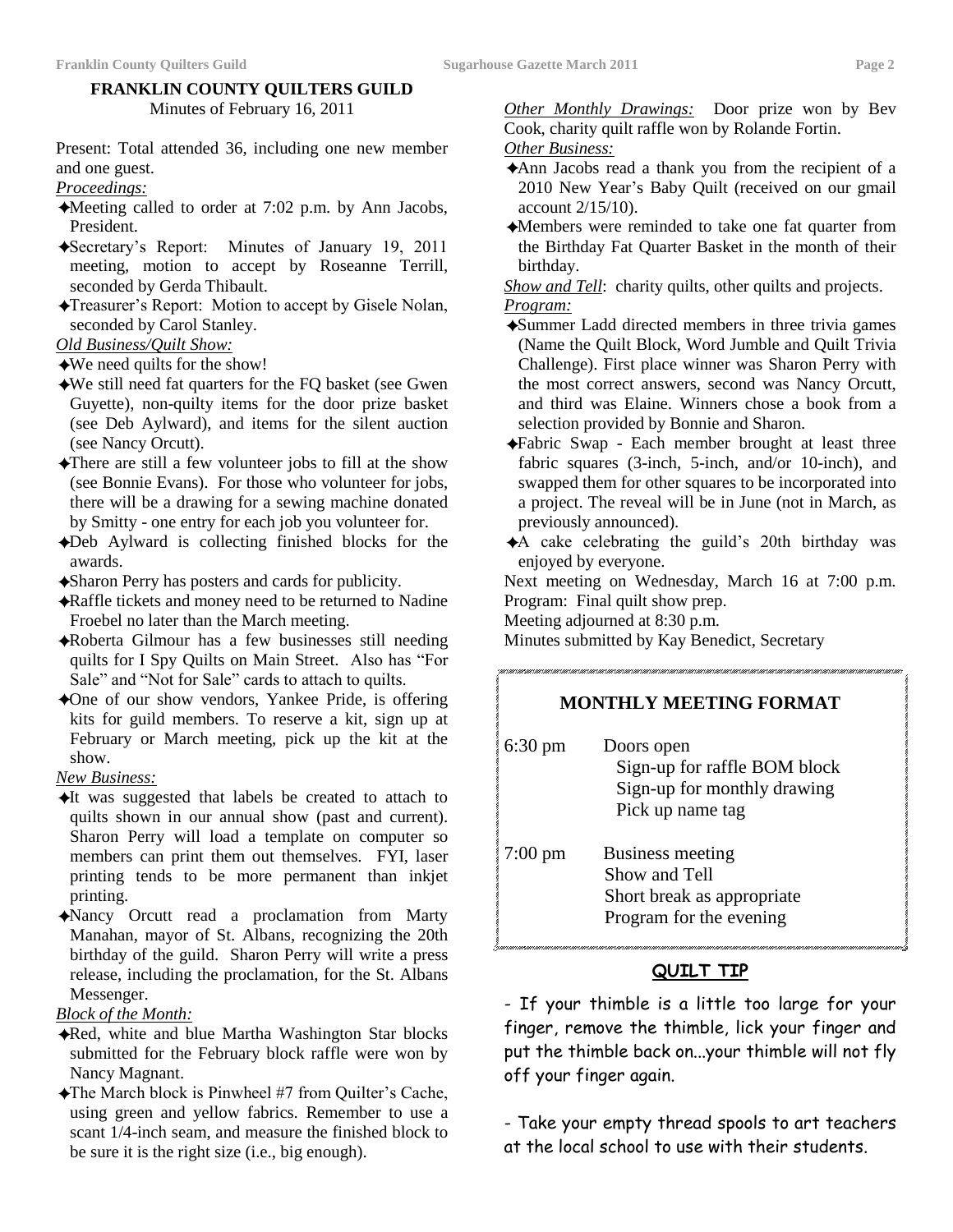## FRANKLIN COUNTY QUILTERS GUILD

Minutes of February 16, 2011

Present: Total attended 36, including one new member and one guest.

*Proceedings:*

- Meeting called to order at 7:02 p.m. by Ann Jacobs, President.
- Secretary's Report: Minutes of January 19, 2011 meeting, motion to accept by Roseanne Terrill, seconded by Gerda Thibault.
- Treasurer's Report: Motion to accept by Gisele Nolan, seconded by Carol Stanley.

*Old Business/Quilt Show:*

- We need quilts for the show!
- We still need fat quarters for the FQ basket (see Gwen Guyette), non-quilty items for the door prize basket (see Deb Aylward), and items for the silent auction (see Nancy Orcutt).
- There are still a few volunteer jobs to fill at the show (see Bonnie Evans). For those who volunteer for jobs, there will be a drawing for a sewing machine donated by Smitty - one entry for each job you volunteer for.
- Deb Aylward is collecting finished blocks for the awards.
- Sharon Perry has posters and cards for publicity.
- Raffle tickets and money need to be returned to Nadine Froebel no later than the March meeting.
- Roberta Gilmour has a few businesses still needing quilts for I Spy Quilts on Main Street. Also has "For Sale" and "Not for Sale" cards to attach to quilts.
- One of our show vendors, Yankee Pride, is offering kits for guild members. To reserve a kit, sign up at February or March meeting, pick up the kit at the show.

*New Business:*

- It was suggested that labels be created to attach to quilts shown in our annual show (past and current). Sharon Perry will load a template on computer so members can print them out themselves. FYI, laser printing tends to be more permanent than inkjet printing.
- Nancy Orcutt read a proclamation from Marty Manahan, mayor of St. Albans, recognizing the 20th birthday of the guild. Sharon Perry will write a press release, including the proclamation, for the St. Albans Messenger.

*Block of the Month:*

- Red, white and blue Martha Washington Star blocks submitted for the February block raffle were won by Nancy Magnant.
- The March block is Pinwheel #7 from Quilter's Cache, using green and yellow fabrics. Remember to use a scant 1/4-inch seam, and measure the finished block to be sure it is the right size (i.e., big enough).

*Other Monthly Drawings:* Door prize won by Bev Cook, charity quilt raffle won by Rolande Fortin.

*Other Business:*

- Ann Jacobs read a thank you from the recipient of a 2010 New Year's Baby Quilt (received on our gmail account 2/15/10).
- Members were reminded to take one fat quarter from the Birthday Fat Quarter Basket in the month of their birthday.

*Show and Tell*: charity quilts, other quilts and projects.

*Program:*

- Summer Ladd directed members in three trivia games (Name the Quilt Block, Word Jumble and Quilt Trivia Challenge). First place winner was Sharon Perry with the most correct answers, second was Nancy Orcutt, and third was Elaine. Winners chose a book from a selection provided by Bonnie and Sharon.
- Fabric Swap - Each member brought at least three fabric squares (3-inch, 5-inch, and/or 10-inch), and swapped them for other squares to be incorporated into a project. The reveal will be in June (not in March, as previously announced).
- A cake celebrating the guild's 20th birthday was enjoyed by everyone.

Next meeting on Wednesday, March 16 at 7:00 p.m. Program: Final quilt show prep.

Meeting adjourned at 8:30 p.m.

Minutes submitted by Kay Benedict, Secretary

### MONTHLY MEETING FORMAT

| | |
|---|---|
| 6:30 pm | Doors open<br>Sign-up for raffle BOM block<br>Sign-up for monthly drawing<br>Pick up name tag |
| 7:00 pm | Business meeting<br>Show and Tell<br>Short break as appropriate<br>Program for the evening |

### QUILT TIP

- If your thimble is a little too large for your finger, remove the thimble, lick your finger and put the thimble back on...your thimble will not fly off your finger again.

- Take your empty thread spools to art teachers at the local school to use with their students.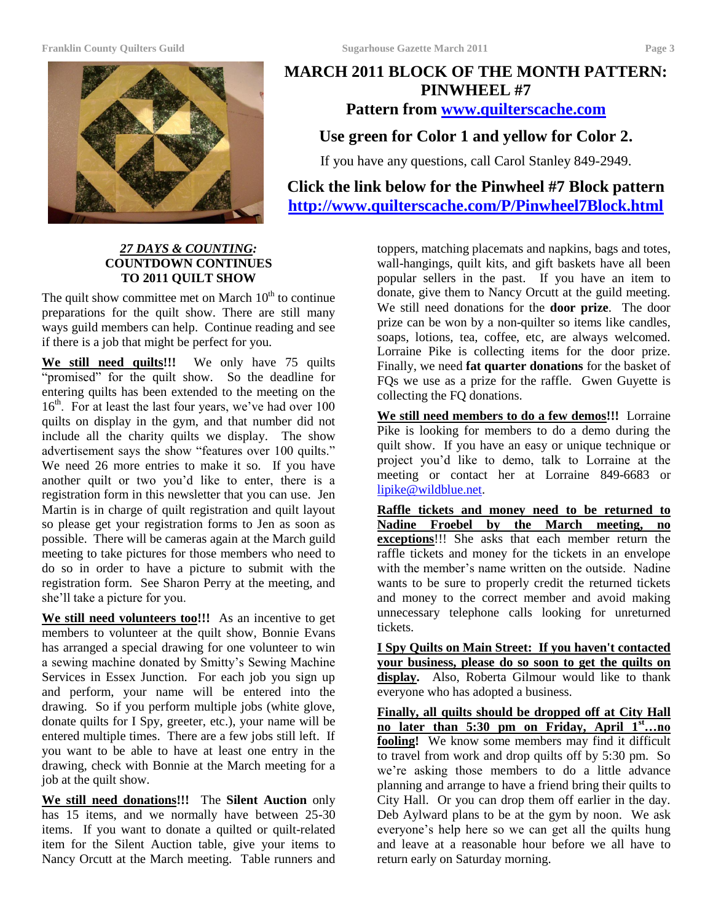# MARCH 2011 BLOCK OF THE MONTH PATTERN: PINWHEEL #7

## Pattern from www.quilterscache.com

## Use green for Color 1 and yellow for Color 2.

If you have any questions, call Carol Stanley 849-2949.

## Click the link below for the Pinwheel #7 Block pattern

## http://www.quilterscache.com/P/Pinwheel7Block.html

### *27 DAYS & COUNTING:* COUNTDOWN CONTINUES TO 2011 QUILT SHOW

The quilt show committee met on March 10th to continue preparations for the quilt show. There are still many ways guild members can help. Continue reading and see if there is a job that might be perfect for you.

**We still need quilts!!!** We only have 75 quilts "promised" for the quilt show. So the deadline for entering quilts has been extended to the meeting on the 16th. For at least the last four years, we've had over 100 quilts on display in the gym, and that number did not include all the charity quilts we display. The show advertisement says the show "features over 100 quilts." We need 26 more entries to make it so. If you have another quilt or two you'd like to enter, there is a registration form in this newsletter that you can use. Jen Martin is in charge of quilt registration and quilt layout so please get your registration forms to Jen as soon as possible. There will be cameras again at the March guild meeting to take pictures for those members who need to do so in order to have a picture to submit with the registration form. See Sharon Perry at the meeting, and she'll take a picture for you.

**We still need volunteers too!!!** As an incentive to get members to volunteer at the quilt show, Bonnie Evans has arranged a special drawing for one volunteer to win a sewing machine donated by Smitty's Sewing Machine Services in Essex Junction. For each job you sign up and perform, your name will be entered into the drawing. So if you perform multiple jobs (white glove, donate quilts for I Spy, greeter, etc.), your name will be entered multiple times. There are a few jobs still left. If you want to be able to have at least one entry in the drawing, check with Bonnie at the March meeting for a job at the quilt show.

**We still need donations!!!** The **Silent Auction** only has 15 items, and we normally have between 25-30 items. If you want to donate a quilted or quilt-related item for the Silent Auction table, give your items to Nancy Orcutt at the March meeting. Table runners and toppers, matching placemats and napkins, bags and totes, wall-hangings, quilt kits, and gift baskets have all been popular sellers in the past. If you have an item to donate, give them to Nancy Orcutt at the guild meeting. We still need donations for the **door prize**. The door prize can be won by a non-quilter so items like candles, soaps, lotions, tea, coffee, etc, are always welcomed. Lorraine Pike is collecting items for the door prize. Finally, we need **fat quarter donations** for the basket of FQs we use as a prize for the raffle. Gwen Guyette is collecting the FQ donations.

**We still need members to do a few demos!!!** Lorraine Pike is looking for members to do a demo during the quilt show. If you have an easy or unique technique or project you'd like to demo, talk to Lorraine at the meeting or contact her at Lorraine 849-6683 or lipike@wildblue.net.

**Raffle tickets and money need to be returned to Nadine Froebel by the March meeting, no exceptions!!!** She asks that each member return the raffle tickets and money for the tickets in an envelope with the member's name written on the outside. Nadine wants to be sure to properly credit the returned tickets and money to the correct member and avoid making unnecessary telephone calls looking for unreturned tickets.

**I Spy Quilts on Main Street: If you haven't contacted your business, please do so soon to get the quilts on display.** Also, Roberta Gilmour would like to thank everyone who has adopted a business.

**Finally, all quilts should be dropped off at City Hall no later than 5:30 pm on Friday, April 1st…no fooling!** We know some members may find it difficult to travel from work and drop quilts off by 5:30 pm. So we're asking those members to do a little advance planning and arrange to have a friend bring their quilts to City Hall. Or you can drop them off earlier in the day. Deb Aylward plans to be at the gym by noon. We ask everyone's help here so we can get all the quilts hung and leave at a reasonable hour before we all have to return early on Saturday morning.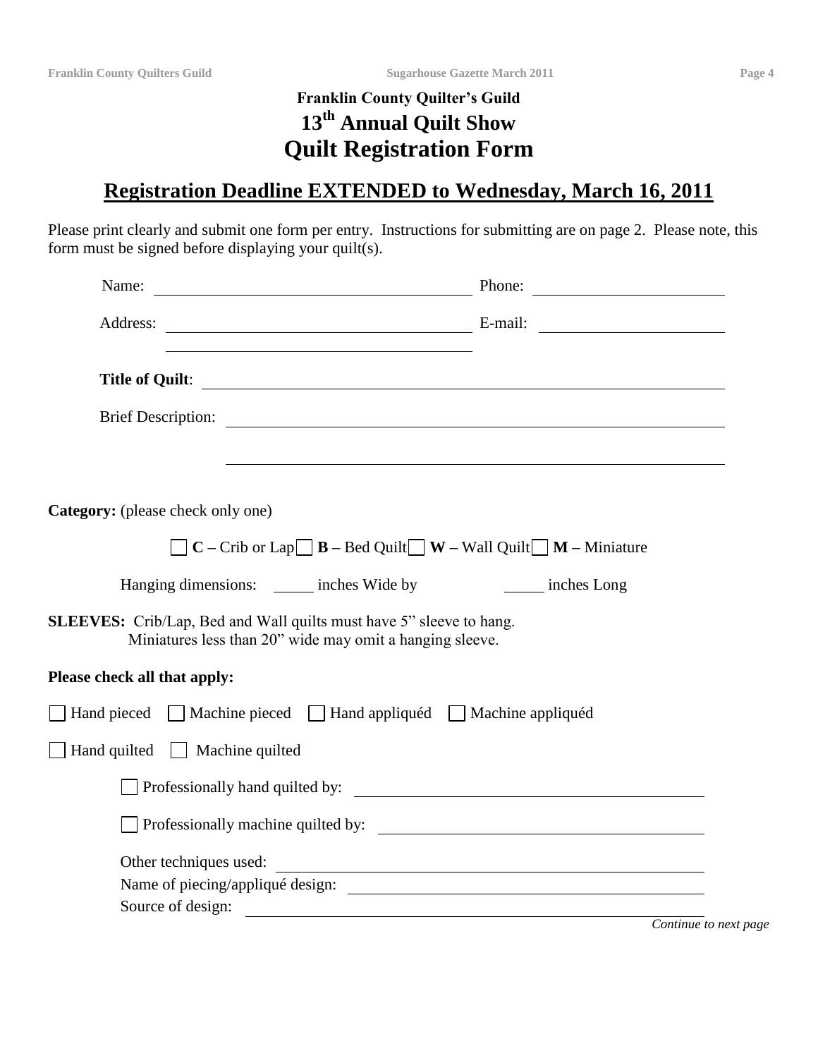# Franklin County Quilter's Guild
## 13th Annual Quilt Show
## Quilt Registration Form

## Registration Deadline EXTENDED to Wednesday, March 16, 2011

Please print clearly and submit one form per entry. Instructions for submitting are on page 2. Please note, this form must be signed before displaying your quilt(s).

Name: ______________________________ Phone: ____________________

Address: ______________________________ E-mail: ____________________

______________________________

**Title of Quilt**: ____________________________________________

Brief Description: ____________________________________________

____________________________________________

**Category:** (please check only one)

☐ **C –** Crib or Lap ☐ **B –** Bed Quilt ☐ **W –** Wall Quilt ☐ **M –** Miniature

Hanging dimensions: _____ inches Wide by _____ inches Long

**SLEEVES:** Crib/Lap, Bed and Wall quilts must have 5" sleeve to hang.
Miniatures less than 20" wide may omit a hanging sleeve.

**Please check all that apply:**

☐ Hand pieced ☐ Machine pieced ☐ Hand appliquéd ☐ Machine appliquéd

☐ Hand quilted ☐ Machine quilted

☐ Professionally hand quilted by: ______________________________

☐ Professionally machine quilted by: ______________________________

Other techniques used: ______________________________

Name of piecing/appliqué design: ______________________________

Source of design: ______________________________

*Continue to next page*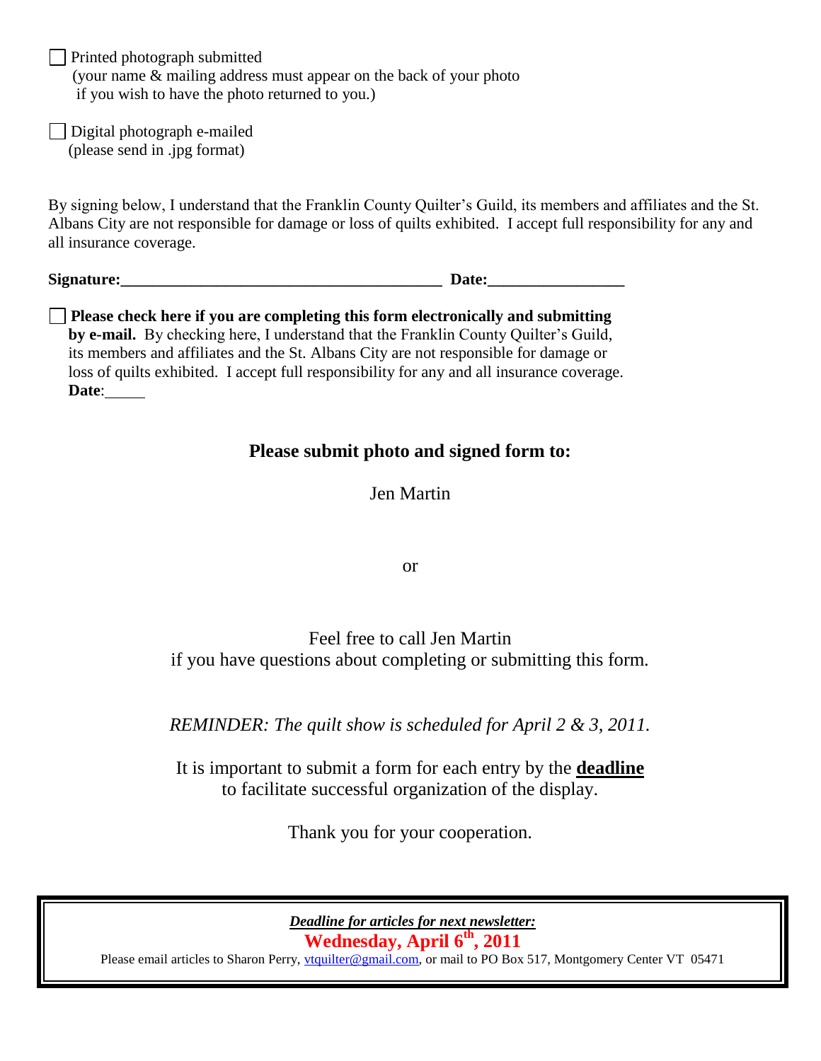☐ Printed photograph submitted
(your name & mailing address must appear on the back of your photo if you wish to have the photo returned to you.)

☐ Digital photograph e-mailed
(please send in .jpg format)

By signing below, I understand that the Franklin County Quilter's Guild, its members and affiliates and the St. Albans City are not responsible for damage or loss of quilts exhibited. I accept full responsibility for any and all insurance coverage.

**Signature:**________________________________________ **Date:**_________________

☐ **Please check here if you are completing this form electronically and submitting by e-mail.** By checking here, I understand that the Franklin County Quilter's Guild, its members and affiliates and the St. Albans City are not responsible for damage or loss of quilts exhibited. I accept full responsibility for any and all insurance coverage.
**Date**:_____

## Please submit photo and signed form to:

Jen Martin

or

Feel free to call Jen Martin
if you have questions about completing or submitting this form.

*REMINDER: The quilt show is scheduled for April 2 & 3, 2011.*

It is important to submit a form for each entry by the **deadline** to facilitate successful organization of the display.

Thank you for your cooperation.

***Deadline for articles for next newsletter:***

**Wednesday, April 6th, 2011**

Please email articles to Sharon Perry, vtquilter@gmail.com, or mail to PO Box 517, Montgomery Center VT 05471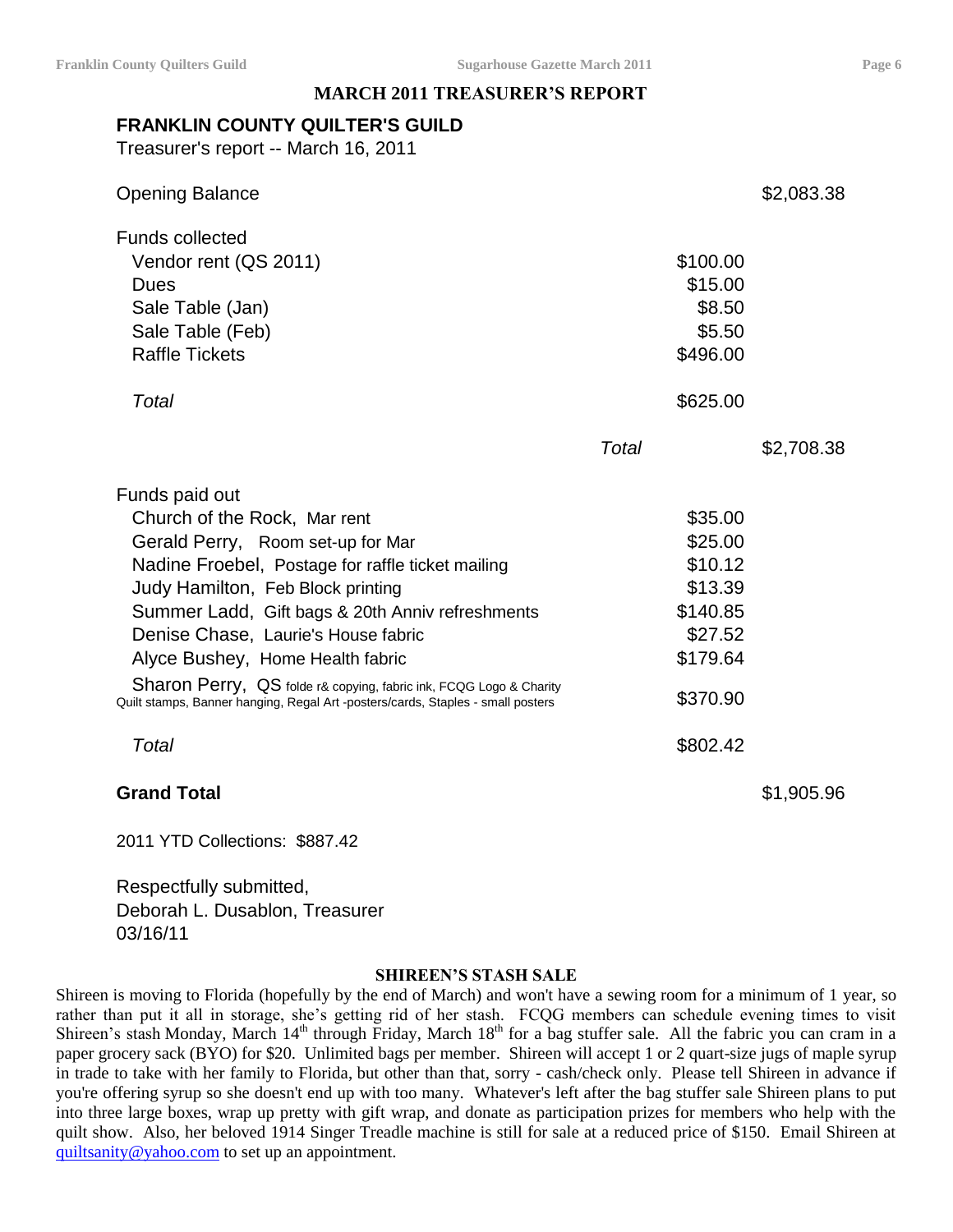## MARCH 2011 TREASURER'S REPORT

### FRANKLIN COUNTY QUILTER'S GUILD

Treasurer's report -- March 16, 2011

| | | | |
|---|---|---|---|
| Opening Balance | | | $2,083.38 |
| Funds collected | | | |
| Vendor rent (QS 2011) | | $100.00 | |
| Dues | | $15.00 | |
| Sale Table (Jan) | | $8.50 | |
| Sale Table (Feb) | | $5.50 | |
| Raffle Tickets | | $496.00 | |
| *Total* | | $625.00 | |
| | *Total* | | $2,708.38 |
| Funds paid out | | | |
| Church of the Rock, Mar rent | | $35.00 | |
| Gerald Perry, Room set-up for Mar | | $25.00 | |
| Nadine Froebel, Postage for raffle ticket mailing | | $10.12 | |
| Judy Hamilton, Feb Block printing | | $13.39 | |
| Summer Ladd, Gift bags & 20th Anniv refreshments | | $140.85 | |
| Denise Chase, Laurie's House fabric | | $27.52 | |
| Alyce Bushey, Home Health fabric | | $179.64 | |
| Sharon Perry, QS folde r& copying, fabric ink, FCQG Logo & Charity Quilt stamps, Banner hanging, Regal Art -posters/cards, Staples - small posters | | $370.90 | |
| *Total* | | $802.42 | |
| **Grand Total** | | | $1,905.96 |

2011 YTD Collections: $887.42

Respectfully submitted,
Deborah L. Dusablon, Treasurer
03/16/11

## SHIREEN'S STASH SALE

Shireen is moving to Florida (hopefully by the end of March) and won't have a sewing room for a minimum of 1 year, so rather than put it all in storage, she's getting rid of her stash. FCQG members can schedule evening times to visit Shireen's stash Monday, March 14th through Friday, March 18th for a bag stuffer sale. All the fabric you can cram in a paper grocery sack (BYO) for $20. Unlimited bags per member. Shireen will accept 1 or 2 quart-size jugs of maple syrup in trade to take with her family to Florida, but other than that, sorry - cash/check only. Please tell Shireen in advance if you're offering syrup so she doesn't end up with too many. Whatever's left after the bag stuffer sale Shireen plans to put into three large boxes, wrap up pretty with gift wrap, and donate as participation prizes for members who help with the quilt show. Also, her beloved 1914 Singer Treadle machine is still for sale at a reduced price of $150. Email Shireen at quiltsanity@yahoo.com to set up an appointment.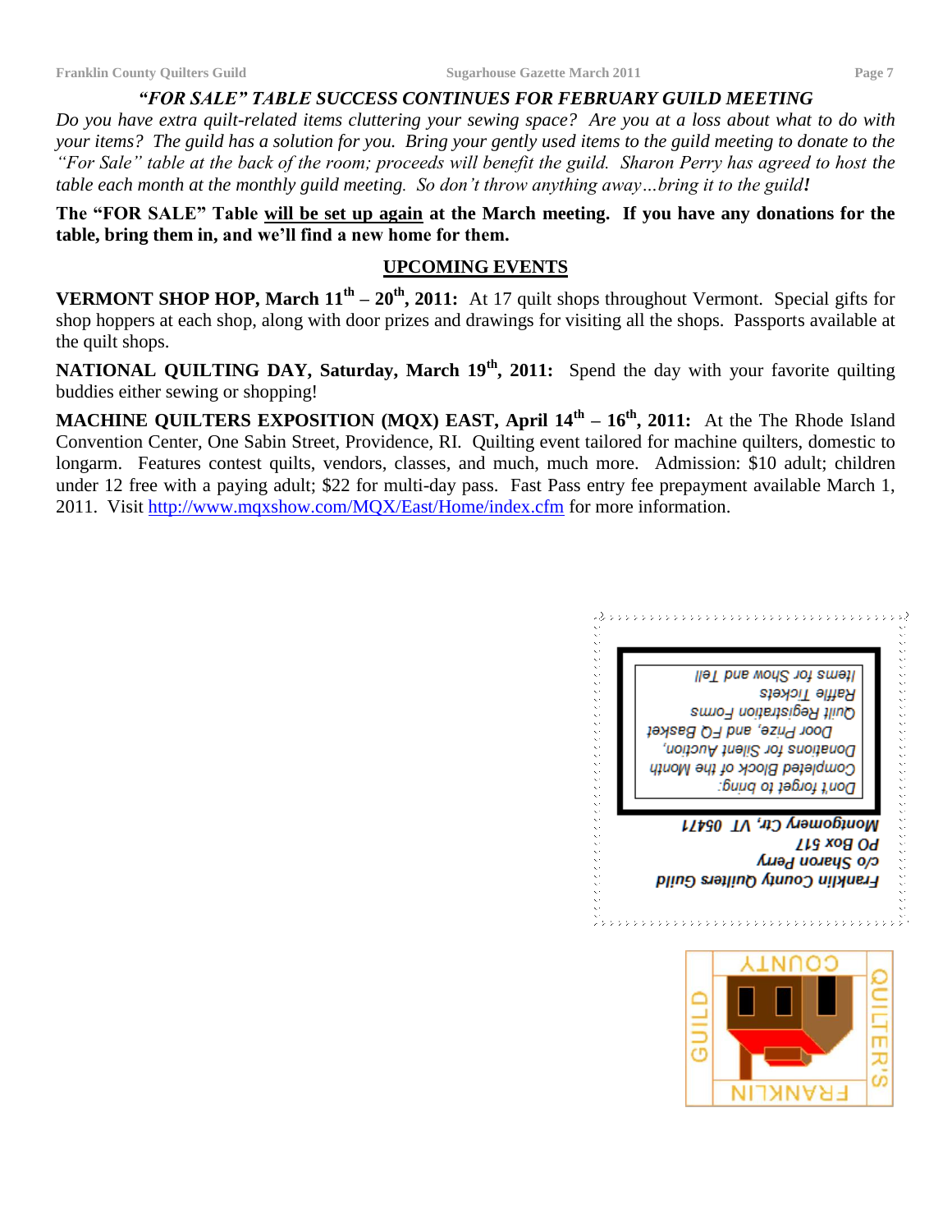## *"FOR SALE" TABLE SUCCESS CONTINUES FOR FEBRUARY GUILD MEETING*

*Do you have extra quilt-related items cluttering your sewing space? Are you at a loss about what to do with your items? The guild has a solution for you. Bring your gently used items to the guild meeting to donate to the "For Sale" table at the back of the room; proceeds will benefit the guild. Sharon Perry has agreed to host the table each month at the monthly guild meeting. So don't throw anything away…bring it to the guild!*

**The "FOR SALE" Table will be set up again at the March meeting. If you have any donations for the table, bring them in, and we'll find a new home for them.**

## UPCOMING EVENTS

**VERMONT SHOP HOP, March 11th – 20th, 2011:** At 17 quilt shops throughout Vermont. Special gifts for shop hoppers at each shop, along with door prizes and drawings for visiting all the shops. Passports available at the quilt shops.

**NATIONAL QUILTING DAY, Saturday, March 19th, 2011:** Spend the day with your favorite quilting buddies either sewing or shopping!

**MACHINE QUILTERS EXPOSITION (MQX) EAST, April 14th – 16th, 2011:** At the The Rhode Island Convention Center, One Sabin Street, Providence, RI. Quilting event tailored for machine quilters, domestic to longarm. Features contest quilts, vendors, classes, and much, much more. Admission: $10 adult; children under 12 free with a paying adult; $22 for multi-day pass. Fast Pass entry fee prepayment available March 1, 2011. Visit http://www.mqxshow.com/MQX/East/Home/index.cfm for more information.

Franklin County Quilters Guild
c/o Sharon Perry
PO Box 517
Montgomery Ctr, VT 05471

Don't forget to bring:
Completed Block of the Month
Donations for Silent Auction,
Door Prize, and FQ Basket
Quilt Registration Forms
Raffle Tickets
Items for Show and Tell

FRANKLIN COUNTY QUILTER'S GUILD